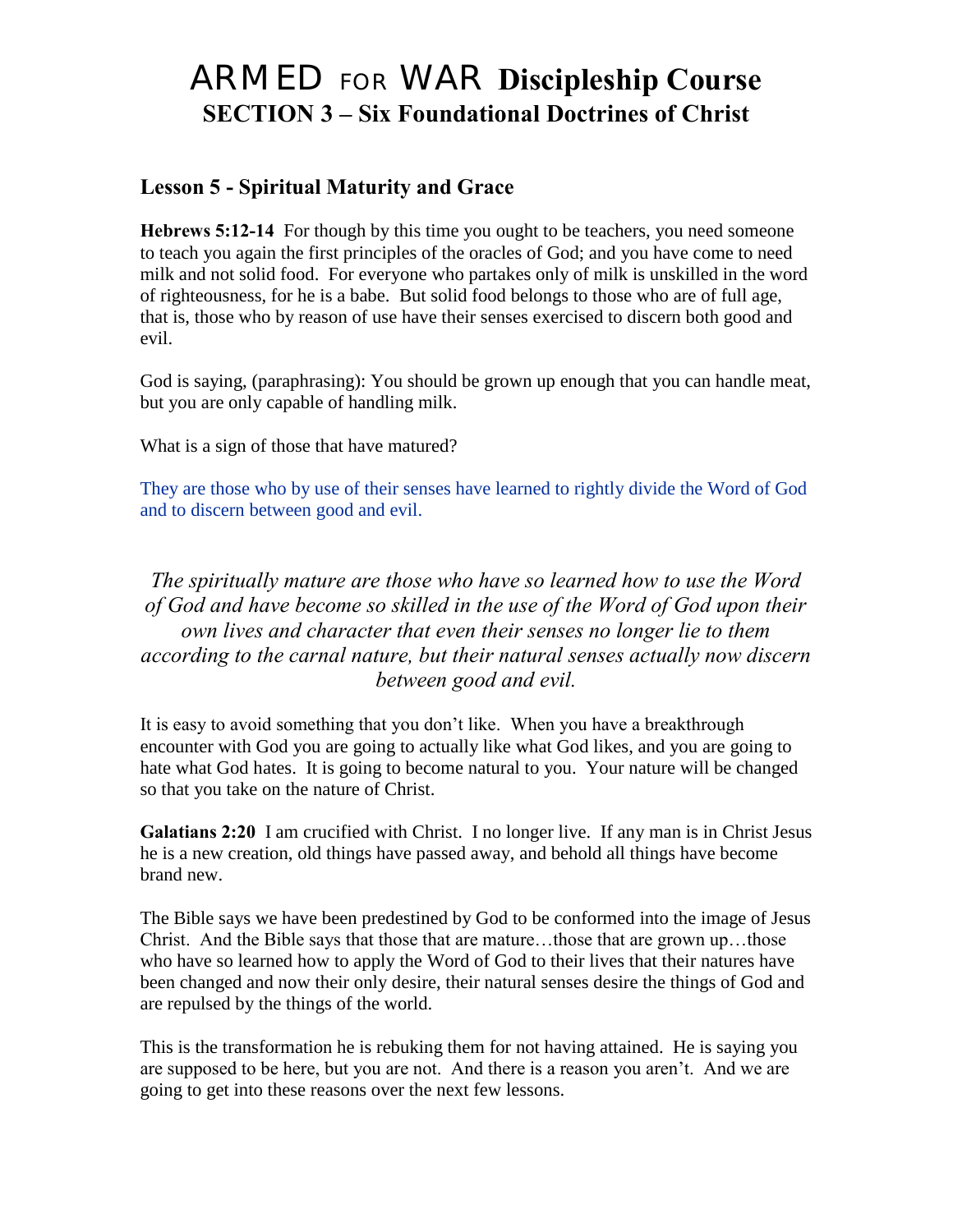# ARMED FOR WAR Discipleship Course
## SECTION 3 – Six Foundational Doctrines of Christ

### Lesson 5 - Spiritual Maturity and Grace

**Hebrews 5:12-14** For though by this time you ought to be teachers, you need someone to teach you again the first principles of the oracles of God; and you have come to need milk and not solid food. For everyone who partakes only of milk is unskilled in the word of righteousness, for he is a babe. But solid food belongs to those who are of full age, that is, those who by reason of use have their senses exercised to discern both good and evil.

God is saying, (paraphrasing): You should be grown up enough that you can handle meat, but you are only capable of handling milk.

What is a sign of those that have matured?

They are those who by use of their senses have learned to rightly divide the Word of God and to discern between good and evil.

*The spiritually mature are those who have so learned how to use the Word of God and have become so skilled in the use of the Word of God upon their own lives and character that even their senses no longer lie to them according to the carnal nature, but their natural senses actually now discern between good and evil.*

It is easy to avoid something that you don't like. When you have a breakthrough encounter with God you are going to actually like what God likes, and you are going to hate what God hates. It is going to become natural to you. Your nature will be changed so that you take on the nature of Christ.

**Galatians 2:20** I am crucified with Christ. I no longer live. If any man is in Christ Jesus he is a new creation, old things have passed away, and behold all things have become brand new.

The Bible says we have been predestined by God to be conformed into the image of Jesus Christ. And the Bible says that those that are mature…those that are grown up…those who have so learned how to apply the Word of God to their lives that their natures have been changed and now their only desire, their natural senses desire the things of God and are repulsed by the things of the world.

This is the transformation he is rebuking them for not having attained. He is saying you are supposed to be here, but you are not. And there is a reason you aren't. And we are going to get into these reasons over the next few lessons.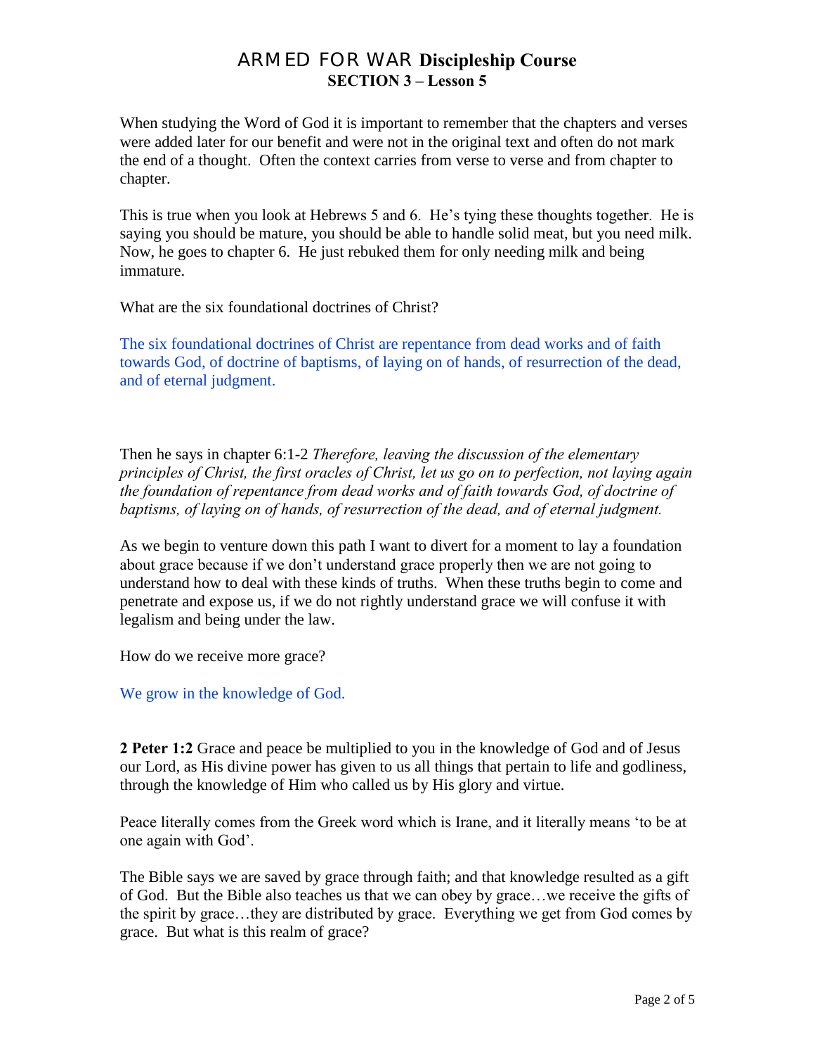# ARMED FOR WAR Discipleship Course
## SECTION 3 – Lesson 5

When studying the Word of God it is important to remember that the chapters and verses were added later for our benefit and were not in the original text and often do not mark the end of a thought. Often the context carries from verse to verse and from chapter to chapter.

This is true when you look at Hebrews 5 and 6. He's tying these thoughts together. He is saying you should be mature, you should be able to handle solid meat, but you need milk. Now, he goes to chapter 6. He just rebuked them for only needing milk and being immature.

What are the six foundational doctrines of Christ?

The six foundational doctrines of Christ are repentance from dead works and of faith towards God, of doctrine of baptisms, of laying on of hands, of resurrection of the dead, and of eternal judgment.

Then he says in chapter 6:1-2 *Therefore, leaving the discussion of the elementary principles of Christ, the first oracles of Christ, let us go on to perfection, not laying again the foundation of repentance from dead works and of faith towards God, of doctrine of baptisms, of laying on of hands, of resurrection of the dead, and of eternal judgment.*

As we begin to venture down this path I want to divert for a moment to lay a foundation about grace because if we don't understand grace properly then we are not going to understand how to deal with these kinds of truths. When these truths begin to come and penetrate and expose us, if we do not rightly understand grace we will confuse it with legalism and being under the law.

How do we receive more grace?

We grow in the knowledge of God.

**2 Peter 1:2** Grace and peace be multiplied to you in the knowledge of God and of Jesus our Lord, as His divine power has given to us all things that pertain to life and godliness, through the knowledge of Him who called us by His glory and virtue.

Peace literally comes from the Greek word which is Irane, and it literally means 'to be at one again with God'.

The Bible says we are saved by grace through faith; and that knowledge resulted as a gift of God. But the Bible also teaches us that we can obey by grace…we receive the gifts of the spirit by grace…they are distributed by grace. Everything we get from God comes by grace. But what is this realm of grace?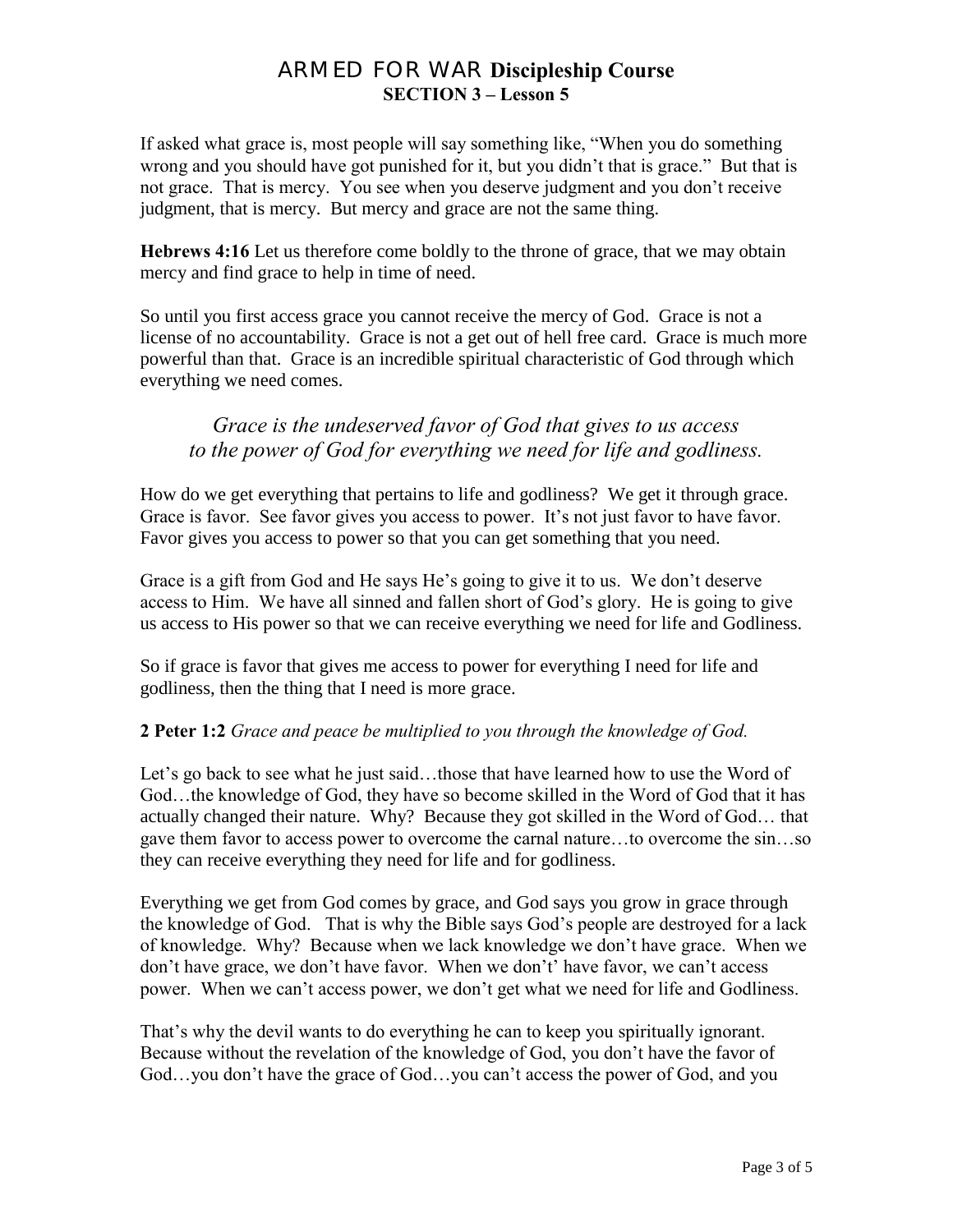If asked what grace is, most people will say something like, "When you do something wrong and you should have got punished for it, but you didn't that is grace." But that is not grace. That is mercy. You see when you deserve judgment and you don't receive judgment, that is mercy. But mercy and grace are not the same thing.

**Hebrews 4:16** Let us therefore come boldly to the throne of grace, that we may obtain mercy and find grace to help in time of need.

So until you first access grace you cannot receive the mercy of God. Grace is not a license of no accountability. Grace is not a get out of hell free card. Grace is much more powerful than that. Grace is an incredible spiritual characteristic of God through which everything we need comes.

*Grace is the undeserved favor of God that gives to us access to the power of God for everything we need for life and godliness.*

How do we get everything that pertains to life and godliness? We get it through grace. Grace is favor. See favor gives you access to power. It's not just favor to have favor. Favor gives you access to power so that you can get something that you need.

Grace is a gift from God and He says He's going to give it to us. We don't deserve access to Him. We have all sinned and fallen short of God's glory. He is going to give us access to His power so that we can receive everything we need for life and Godliness.

So if grace is favor that gives me access to power for everything I need for life and godliness, then the thing that I need is more grace.

**2 Peter 1:2** *Grace and peace be multiplied to you through the knowledge of God.*

Let's go back to see what he just said…those that have learned how to use the Word of God…the knowledge of God, they have so become skilled in the Word of God that it has actually changed their nature. Why? Because they got skilled in the Word of God… that gave them favor to access power to overcome the carnal nature…to overcome the sin…so they can receive everything they need for life and for godliness.

Everything we get from God comes by grace, and God says you grow in grace through the knowledge of God. That is why the Bible says God's people are destroyed for a lack of knowledge. Why? Because when we lack knowledge we don't have grace. When we don't have grace, we don't have favor. When we don't' have favor, we can't access power. When we can't access power, we don't get what we need for life and Godliness.

That's why the devil wants to do everything he can to keep you spiritually ignorant. Because without the revelation of the knowledge of God, you don't have the favor of God…you don't have the grace of God…you can't access the power of God, and you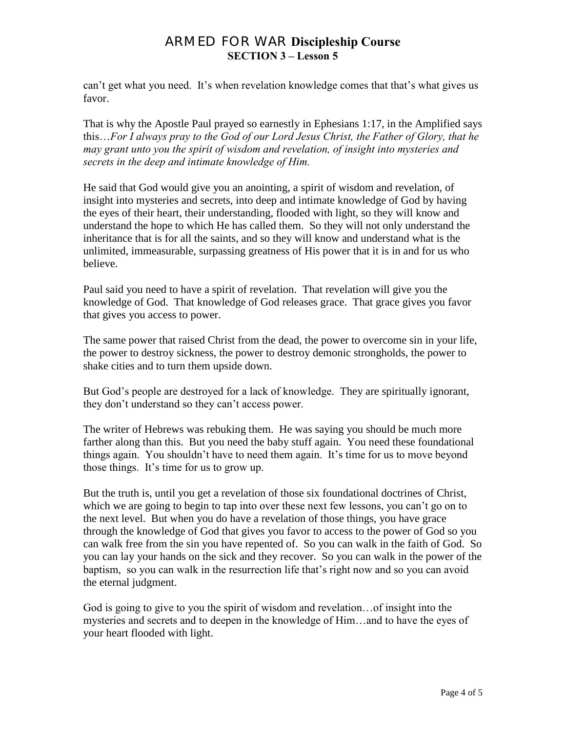can't get what you need. It's when revelation knowledge comes that that's what gives us favor.

That is why the Apostle Paul prayed so earnestly in Ephesians 1:17, in the Amplified says this…*For I always pray to the God of our Lord Jesus Christ, the Father of Glory, that he may grant unto you the spirit of wisdom and revelation, of insight into mysteries and secrets in the deep and intimate knowledge of Him.*

He said that God would give you an anointing, a spirit of wisdom and revelation, of insight into mysteries and secrets, into deep and intimate knowledge of God by having the eyes of their heart, their understanding, flooded with light, so they will know and understand the hope to which He has called them. So they will not only understand the inheritance that is for all the saints, and so they will know and understand what is the unlimited, immeasurable, surpassing greatness of His power that it is in and for us who believe.

Paul said you need to have a spirit of revelation. That revelation will give you the knowledge of God. That knowledge of God releases grace. That grace gives you favor that gives you access to power.

The same power that raised Christ from the dead, the power to overcome sin in your life, the power to destroy sickness, the power to destroy demonic strongholds, the power to shake cities and to turn them upside down.

But God's people are destroyed for a lack of knowledge. They are spiritually ignorant, they don't understand so they can't access power.

The writer of Hebrews was rebuking them. He was saying you should be much more farther along than this. But you need the baby stuff again. You need these foundational things again. You shouldn't have to need them again. It's time for us to move beyond those things. It's time for us to grow up.

But the truth is, until you get a revelation of those six foundational doctrines of Christ, which we are going to begin to tap into over these next few lessons, you can't go on to the next level. But when you do have a revelation of those things, you have grace through the knowledge of God that gives you favor to access to the power of God so you can walk free from the sin you have repented of. So you can walk in the faith of God. So you can lay your hands on the sick and they recover. So you can walk in the power of the baptism, so you can walk in the resurrection life that's right now and so you can avoid the eternal judgment.

God is going to give to you the spirit of wisdom and revelation…of insight into the mysteries and secrets and to deepen in the knowledge of Him…and to have the eyes of your heart flooded with light.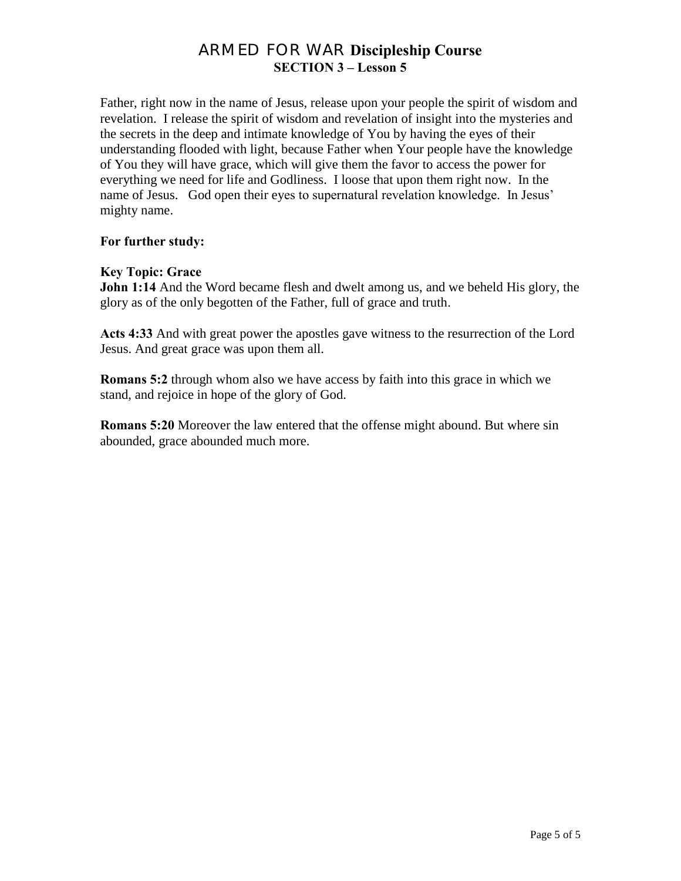Father, right now in the name of Jesus, release upon your people the spirit of wisdom and revelation. I release the spirit of wisdom and revelation of insight into the mysteries and the secrets in the deep and intimate knowledge of You by having the eyes of their understanding flooded with light, because Father when Your people have the knowledge of You they will have grace, which will give them the favor to access the power for everything we need for life and Godliness. I loose that upon them right now. In the name of Jesus. God open their eyes to supernatural revelation knowledge. In Jesus' mighty name.

**For further study:**

**Key Topic: Grace**

**John 1:14** And the Word became flesh and dwelt among us, and we beheld His glory, the glory as of the only begotten of the Father, full of grace and truth.

**Acts 4:33** And with great power the apostles gave witness to the resurrection of the Lord Jesus. And great grace was upon them all.

**Romans 5:2** through whom also we have access by faith into this grace in which we stand, and rejoice in hope of the glory of God.

**Romans 5:20** Moreover the law entered that the offense might abound. But where sin abounded, grace abounded much more.